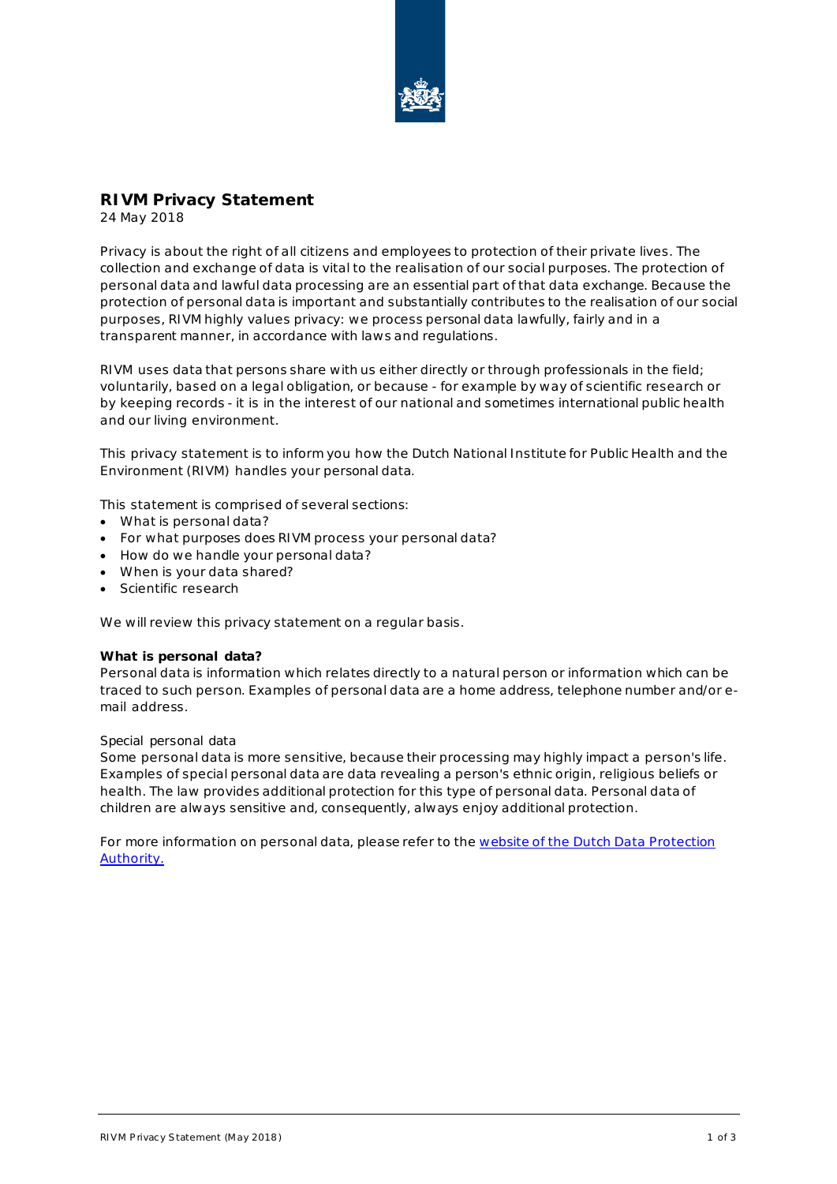# RIVM Privacy Statement

24 May 2018

Privacy is about the right of all citizens and employees to protection of their private lives. The collection and exchange of data is vital to the realisation of our social purposes. The protection of personal data and lawful data processing are an essential part of that data exchange. Because the protection of personal data is important and substantially contributes to the realisation of our social purposes, RIVM highly values privacy: we process personal data lawfully, fairly and in a transparent manner, in accordance with laws and regulations.

RIVM uses data that persons share with us either directly or through professionals in the field; voluntarily, based on a legal obligation, or because - for example by way of scientific research or by keeping records - it is in the interest of our national and sometimes international public health and our living environment.

This privacy statement is to inform you how the Dutch National Institute for Public Health and the Environment (RIVM) handles your personal data.

This statement is comprised of several sections:

- What is personal data?
- For what purposes does RIVM process your personal data?
- How do we handle your personal data?
- When is your data shared?
- Scientific research

We will review this privacy statement on a regular basis.

**What is personal data?**

Personal data is information which relates directly to a natural person or information which can be traced to such person. Examples of personal data are a home address, telephone number and/or e-mail address.

Special personal data

Some personal data is more sensitive, because their processing may highly impact a person's life. Examples of special personal data are data revealing a person's ethnic origin, religious beliefs or health. The law provides additional protection for this type of personal data. Personal data of children are always sensitive and, consequently, always enjoy additional protection.

For more information on personal data, please refer to the website of the Dutch Data Protection Authority.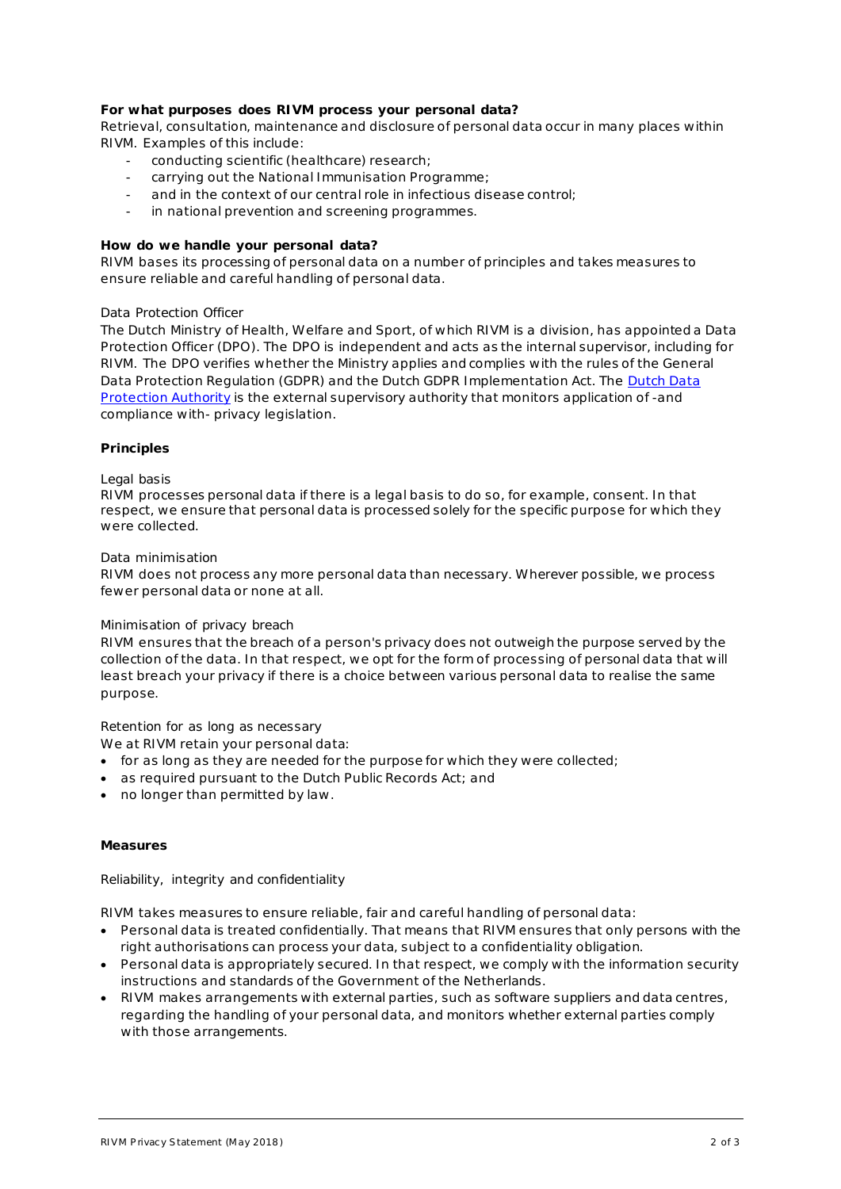**For what purposes does RIVM process your personal data?**

Retrieval, consultation, maintenance and disclosure of personal data occur in many places within RIVM. Examples of this include:

- conducting scientific (healthcare) research;
- carrying out the National Immunisation Programme;
- and in the context of our central role in infectious disease control;
- in national prevention and screening programmes.

**How do we handle your personal data?**

RIVM bases its processing of personal data on a number of principles and takes measures to ensure reliable and careful handling of personal data.

Data Protection Officer

The Dutch Ministry of Health, Welfare and Sport, of which RIVM is a division, has appointed a Data Protection Officer (DPO). The DPO is independent and acts as the internal supervisor, including for RIVM. The DPO verifies whether the Ministry applies and complies with the rules of the General Data Protection Regulation (GDPR) and the Dutch GDPR Implementation Act. The Dutch Data Protection Authority is the external supervisory authority that monitors application of -and compliance with- privacy legislation.

**Principles**

Legal basis

RIVM processes personal data if there is a legal basis to do so, for example, consent. In that respect, we ensure that personal data is processed solely for the specific purpose for which they were collected.

Data minimisation

RIVM does not process any more personal data than necessary. Wherever possible, we process fewer personal data or none at all.

Minimisation of privacy breach

RIVM ensures that the breach of a person's privacy does not outweigh the purpose served by the collection of the data. In that respect, we opt for the form of processing of personal data that will least breach your privacy if there is a choice between various personal data to realise the same purpose.

Retention for as long as necessary

We at RIVM retain your personal data:

- for as long as they are needed for the purpose for which they were collected;
- as required pursuant to the Dutch Public Records Act; and
- no longer than permitted by law.

**Measures**

Reliability, integrity and confidentiality

RIVM takes measures to ensure reliable, fair and careful handling of personal data:

- Personal data is treated confidentially. That means that RIVM ensures that only persons with the right authorisations can process your data, subject to a confidentiality obligation.
- Personal data is appropriately secured. In that respect, we comply with the information security instructions and standards of the Government of the Netherlands.
- RIVM makes arrangements with external parties, such as software suppliers and data centres, regarding the handling of your personal data, and monitors whether external parties comply with those arrangements.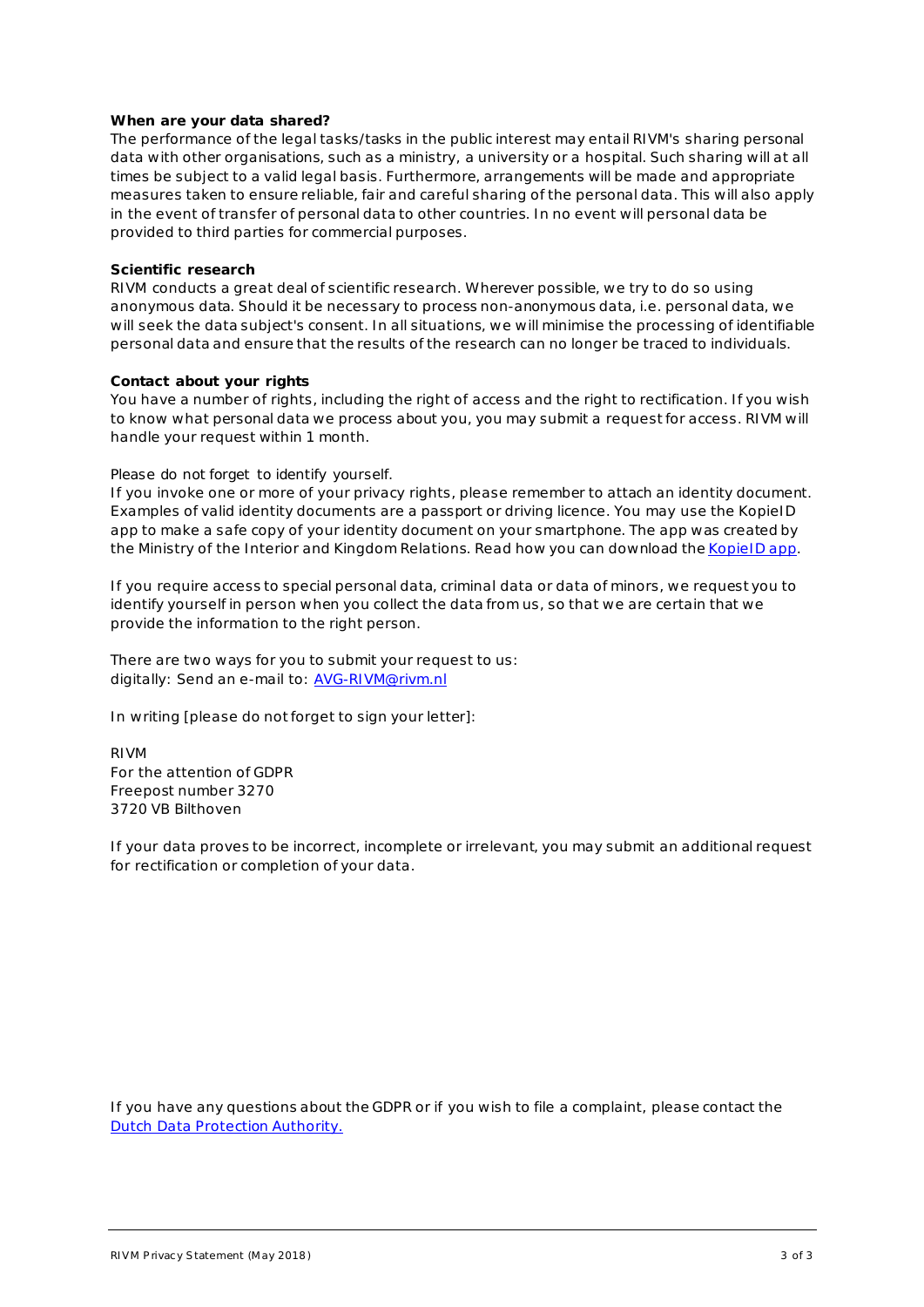**When are your data shared?**
The performance of the legal tasks/tasks in the public interest may entail RIVM's sharing personal data with other organisations, such as a ministry, a university or a hospital. Such sharing will at all times be subject to a valid legal basis. Furthermore, arrangements will be made and appropriate measures taken to ensure reliable, fair and careful sharing of the personal data. This will also apply in the event of transfer of personal data to other countries. In no event will personal data be provided to third parties for commercial purposes.

**Scientific research**
RIVM conducts a great deal of scientific research. Wherever possible, we try to do so using anonymous data. Should it be necessary to process non-anonymous data, i.e. personal data, we will seek the data subject's consent. In all situations, we will minimise the processing of identifiable personal data and ensure that the results of the research can no longer be traced to individuals.

**Contact about your rights**
You have a number of rights, including the right of access and the right to rectification. If you wish to know what personal data we process about you, you may submit a request for access. RIVM will handle your request within 1 month.

Please do not forget to identify yourself.
If you invoke one or more of your privacy rights, please remember to attach an identity document. Examples of valid identity documents are a passport or driving licence. You may use the KopieID app to make a safe copy of your identity document on your smartphone. The app was created by the Ministry of the Interior and Kingdom Relations. Read how you can download the KopieID app.

If you require access to special personal data, criminal data or data of minors, we request you to identify yourself in person when you collect the data from us, so that we are certain that we provide the information to the right person.

There are two ways for you to submit your request to us:
digitally: Send an e-mail to: AVG-RIVM@rivm.nl

In writing [please do not forget to sign your letter]:

RIVM
For the attention of GDPR
Freepost number 3270
3720 VB Bilthoven

If your data proves to be incorrect, incomplete or irrelevant, you may submit an additional request for rectification or completion of your data.

If you have any questions about the GDPR or if you wish to file a complaint, please contact the Dutch Data Protection Authority.